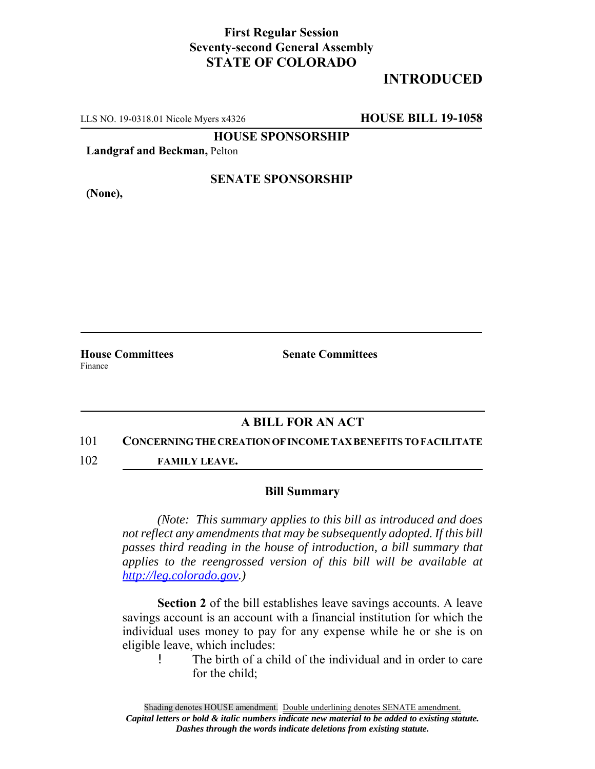**First Regular Session**
**Seventy-second General Assembly**
**STATE OF COLORADO**

**INTRODUCED**

LLS NO. 19-0318.01 Nicole Myers x4326 **HOUSE BILL 19-1058**

**HOUSE SPONSORSHIP**

**Landgraf and Beckman,** Pelton

**SENATE SPONSORSHIP**

**(None),**

**House Committees**
Finance

**Senate Committees**

## A BILL FOR AN ACT

101 **CONCERNING THE CREATION OF INCOME TAX BENEFITS TO FACILITATE**
102 **FAMILY LEAVE.**

### Bill Summary

*(Note: This summary applies to this bill as introduced and does not reflect any amendments that may be subsequently adopted. If this bill passes third reading in the house of introduction, a bill summary that applies to the reengrossed version of this bill will be available at http://leg.colorado.gov.)*

**Section 2** of the bill establishes leave savings accounts. A leave savings account is an account with a financial institution for which the individual uses money to pay for any expense while he or she is on eligible leave, which includes:

- The birth of a child of the individual and in order to care for the child;

Shading denotes HOUSE amendment. Double underlining denotes SENATE amendment.
*Capital letters or bold & italic numbers indicate new material to be added to existing statute.*
*Dashes through the words indicate deletions from existing statute.*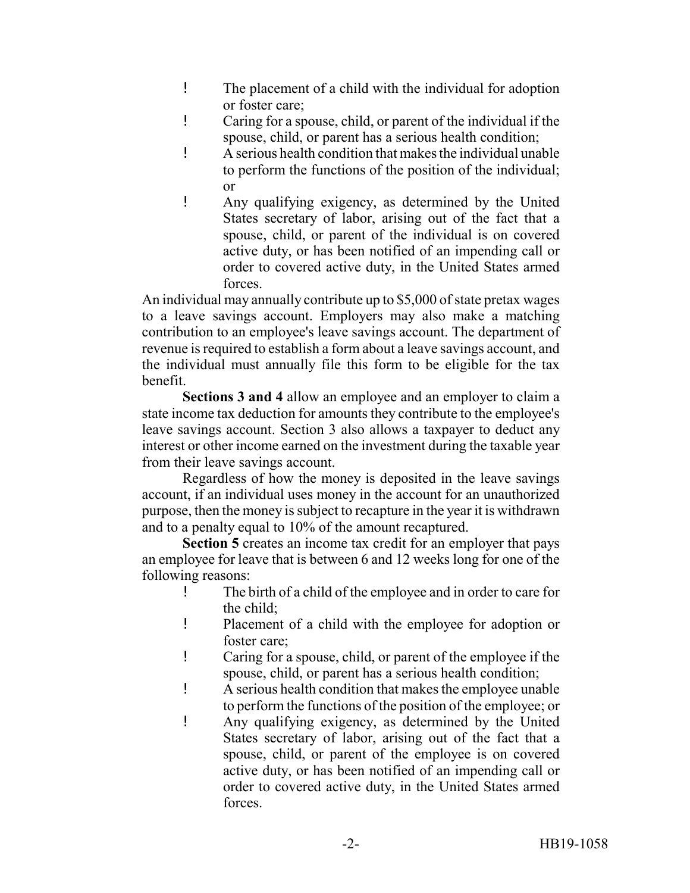- The placement of a child with the individual for adoption or foster care;
- Caring for a spouse, child, or parent of the individual if the spouse, child, or parent has a serious health condition;
- A serious health condition that makes the individual unable to perform the functions of the position of the individual; or
- Any qualifying exigency, as determined by the United States secretary of labor, arising out of the fact that a spouse, child, or parent of the individual is on covered active duty, or has been notified of an impending call or order to covered active duty, in the United States armed forces.

An individual may annually contribute up to $5,000 of state pretax wages to a leave savings account. Employers may also make a matching contribution to an employee's leave savings account. The department of revenue is required to establish a form about a leave savings account, and the individual must annually file this form to be eligible for the tax benefit.

**Sections 3 and 4** allow an employee and an employer to claim a state income tax deduction for amounts they contribute to the employee's leave savings account. Section 3 also allows a taxpayer to deduct any interest or other income earned on the investment during the taxable year from their leave savings account.

Regardless of how the money is deposited in the leave savings account, if an individual uses money in the account for an unauthorized purpose, then the money is subject to recapture in the year it is withdrawn and to a penalty equal to 10% of the amount recaptured.

**Section 5** creates an income tax credit for an employer that pays an employee for leave that is between 6 and 12 weeks long for one of the following reasons:

- The birth of a child of the employee and in order to care for the child;
- Placement of a child with the employee for adoption or foster care;
- Caring for a spouse, child, or parent of the employee if the spouse, child, or parent has a serious health condition;
- A serious health condition that makes the employee unable to perform the functions of the position of the employee; or
- Any qualifying exigency, as determined by the United States secretary of labor, arising out of the fact that a spouse, child, or parent of the employee is on covered active duty, or has been notified of an impending call or order to covered active duty, in the United States armed forces.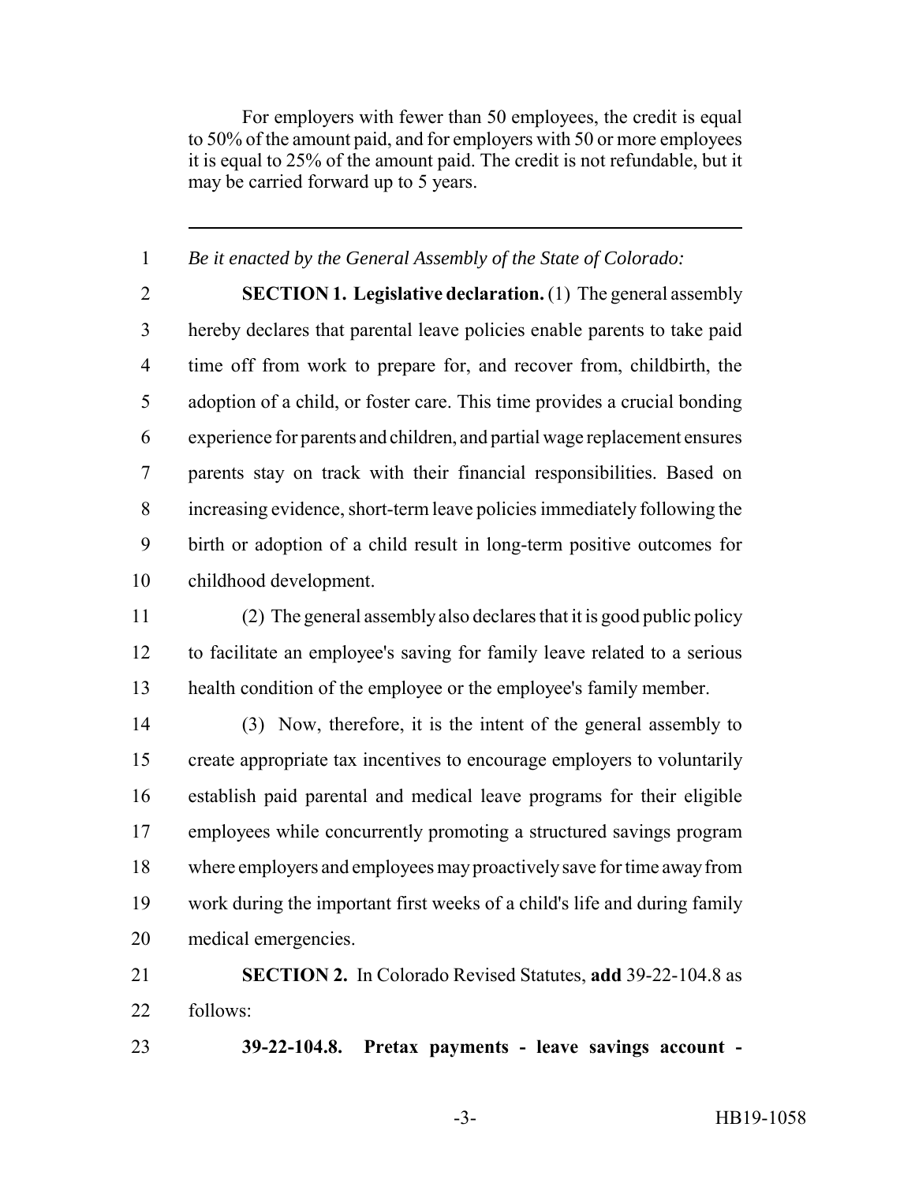For employers with fewer than 50 employees, the credit is equal to 50% of the amount paid, and for employers with 50 or more employees it is equal to 25% of the amount paid. The credit is not refundable, but it may be carried forward up to 5 years.

---

*Be it enacted by the General Assembly of the State of Colorado:*

**SECTION 1. Legislative declaration.** (1) The general assembly hereby declares that parental leave policies enable parents to take paid time off from work to prepare for, and recover from, childbirth, the adoption of a child, or foster care. This time provides a crucial bonding experience for parents and children, and partial wage replacement ensures parents stay on track with their financial responsibilities. Based on increasing evidence, short-term leave policies immediately following the birth or adoption of a child result in long-term positive outcomes for childhood development.

(2) The general assembly also declares that it is good public policy to facilitate an employee's saving for family leave related to a serious health condition of the employee or the employee's family member.

(3) Now, therefore, it is the intent of the general assembly to create appropriate tax incentives to encourage employers to voluntarily establish paid parental and medical leave programs for their eligible employees while concurrently promoting a structured savings program where employers and employees may proactively save for time away from work during the important first weeks of a child's life and during family medical emergencies.

**SECTION 2.** In Colorado Revised Statutes, **add** 39-22-104.8 as follows:

**39-22-104.8. Pretax payments - leave savings account -**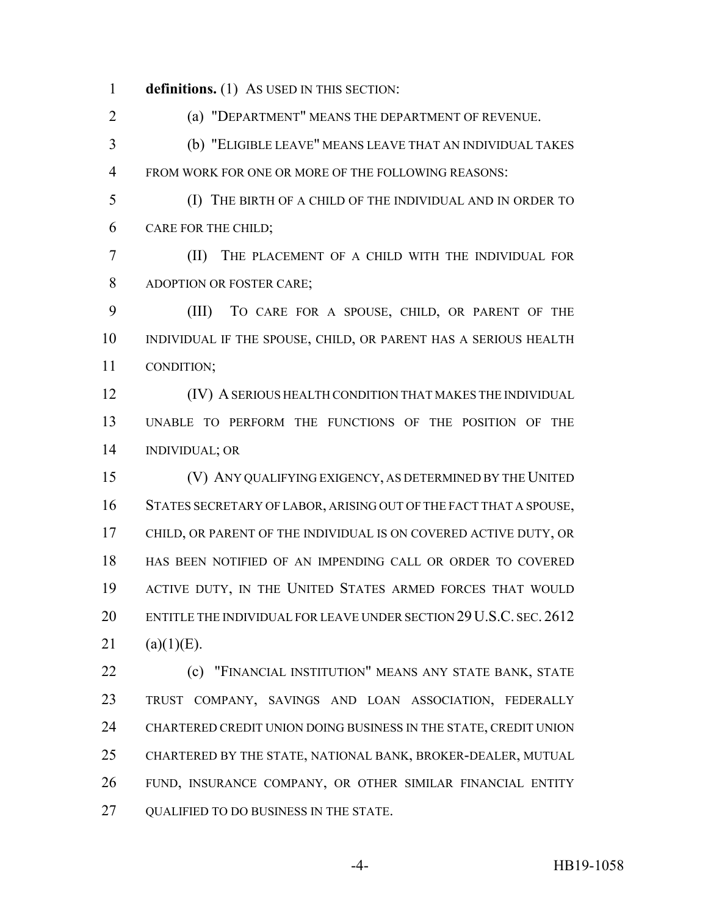**definitions.** (1) AS USED IN THIS SECTION:

(a) "DEPARTMENT" MEANS THE DEPARTMENT OF REVENUE.

(b) "ELIGIBLE LEAVE" MEANS LEAVE THAT AN INDIVIDUAL TAKES FROM WORK FOR ONE OR MORE OF THE FOLLOWING REASONS:

(I) THE BIRTH OF A CHILD OF THE INDIVIDUAL AND IN ORDER TO CARE FOR THE CHILD;

(II) THE PLACEMENT OF A CHILD WITH THE INDIVIDUAL FOR ADOPTION OR FOSTER CARE;

(III) TO CARE FOR A SPOUSE, CHILD, OR PARENT OF THE INDIVIDUAL IF THE SPOUSE, CHILD, OR PARENT HAS A SERIOUS HEALTH CONDITION;

(IV) A SERIOUS HEALTH CONDITION THAT MAKES THE INDIVIDUAL UNABLE TO PERFORM THE FUNCTIONS OF THE POSITION OF THE INDIVIDUAL; OR

(V) ANY QUALIFYING EXIGENCY, AS DETERMINED BY THE UNITED STATES SECRETARY OF LABOR, ARISING OUT OF THE FACT THAT A SPOUSE, CHILD, OR PARENT OF THE INDIVIDUAL IS ON COVERED ACTIVE DUTY, OR HAS BEEN NOTIFIED OF AN IMPENDING CALL OR ORDER TO COVERED ACTIVE DUTY, IN THE UNITED STATES ARMED FORCES THAT WOULD ENTITLE THE INDIVIDUAL FOR LEAVE UNDER SECTION 29 U.S.C. SEC. 2612 (a)(1)(E).

(c) "FINANCIAL INSTITUTION" MEANS ANY STATE BANK, STATE TRUST COMPANY, SAVINGS AND LOAN ASSOCIATION, FEDERALLY CHARTERED CREDIT UNION DOING BUSINESS IN THE STATE, CREDIT UNION CHARTERED BY THE STATE, NATIONAL BANK, BROKER-DEALER, MUTUAL FUND, INSURANCE COMPANY, OR OTHER SIMILAR FINANCIAL ENTITY QUALIFIED TO DO BUSINESS IN THE STATE.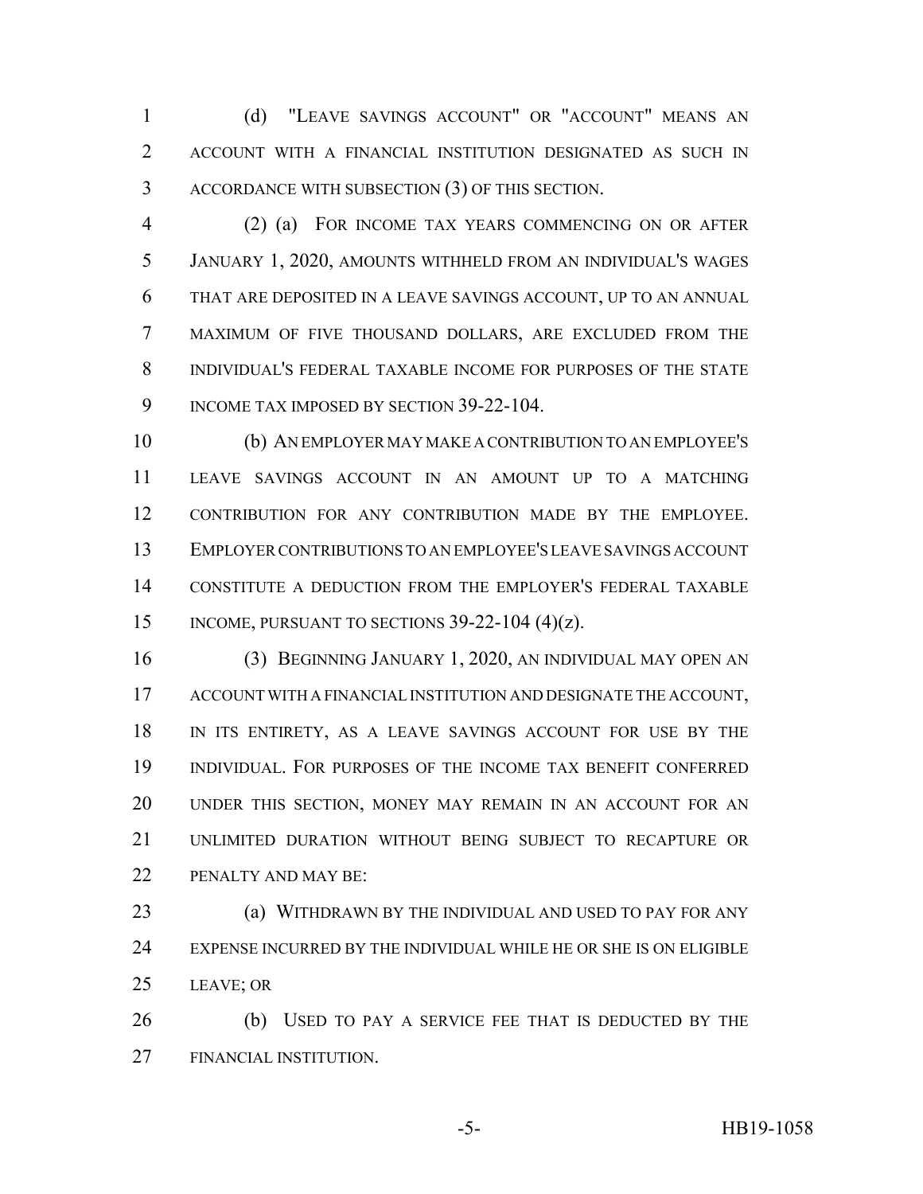(d) "LEAVE SAVINGS ACCOUNT" OR "ACCOUNT" MEANS AN ACCOUNT WITH A FINANCIAL INSTITUTION DESIGNATED AS SUCH IN ACCORDANCE WITH SUBSECTION (3) OF THIS SECTION.

(2) (a) FOR INCOME TAX YEARS COMMENCING ON OR AFTER JANUARY 1, 2020, AMOUNTS WITHHELD FROM AN INDIVIDUAL'S WAGES THAT ARE DEPOSITED IN A LEAVE SAVINGS ACCOUNT, UP TO AN ANNUAL MAXIMUM OF FIVE THOUSAND DOLLARS, ARE EXCLUDED FROM THE INDIVIDUAL'S FEDERAL TAXABLE INCOME FOR PURPOSES OF THE STATE INCOME TAX IMPOSED BY SECTION 39-22-104.

(b) AN EMPLOYER MAY MAKE A CONTRIBUTION TO AN EMPLOYEE'S LEAVE SAVINGS ACCOUNT IN AN AMOUNT UP TO A MATCHING CONTRIBUTION FOR ANY CONTRIBUTION MADE BY THE EMPLOYEE. EMPLOYER CONTRIBUTIONS TO AN EMPLOYEE'S LEAVE SAVINGS ACCOUNT CONSTITUTE A DEDUCTION FROM THE EMPLOYER'S FEDERAL TAXABLE INCOME, PURSUANT TO SECTIONS 39-22-104 (4)(z).

(3) BEGINNING JANUARY 1, 2020, AN INDIVIDUAL MAY OPEN AN ACCOUNT WITH A FINANCIAL INSTITUTION AND DESIGNATE THE ACCOUNT, IN ITS ENTIRETY, AS A LEAVE SAVINGS ACCOUNT FOR USE BY THE INDIVIDUAL. FOR PURPOSES OF THE INCOME TAX BENEFIT CONFERRED UNDER THIS SECTION, MONEY MAY REMAIN IN AN ACCOUNT FOR AN UNLIMITED DURATION WITHOUT BEING SUBJECT TO RECAPTURE OR PENALTY AND MAY BE:

(a) WITHDRAWN BY THE INDIVIDUAL AND USED TO PAY FOR ANY EXPENSE INCURRED BY THE INDIVIDUAL WHILE HE OR SHE IS ON ELIGIBLE LEAVE; OR

(b) USED TO PAY A SERVICE FEE THAT IS DEDUCTED BY THE FINANCIAL INSTITUTION.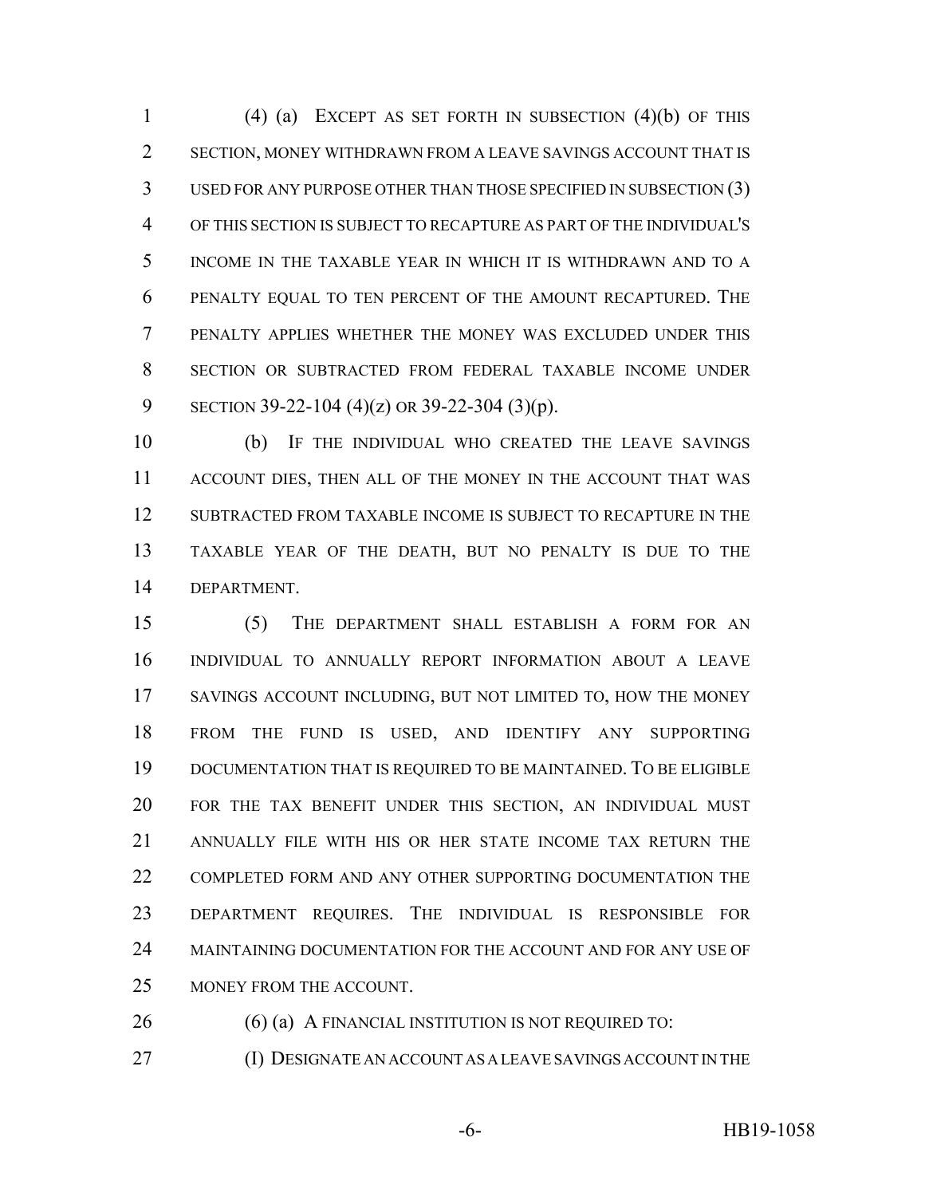(4) (a) EXCEPT AS SET FORTH IN SUBSECTION (4)(b) OF THIS SECTION, MONEY WITHDRAWN FROM A LEAVE SAVINGS ACCOUNT THAT IS USED FOR ANY PURPOSE OTHER THAN THOSE SPECIFIED IN SUBSECTION (3) OF THIS SECTION IS SUBJECT TO RECAPTURE AS PART OF THE INDIVIDUAL'S INCOME IN THE TAXABLE YEAR IN WHICH IT IS WITHDRAWN AND TO A PENALTY EQUAL TO TEN PERCENT OF THE AMOUNT RECAPTURED. THE PENALTY APPLIES WHETHER THE MONEY WAS EXCLUDED UNDER THIS SECTION OR SUBTRACTED FROM FEDERAL TAXABLE INCOME UNDER SECTION 39-22-104 (4)(z) OR 39-22-304 (3)(p).

(b) IF THE INDIVIDUAL WHO CREATED THE LEAVE SAVINGS ACCOUNT DIES, THEN ALL OF THE MONEY IN THE ACCOUNT THAT WAS SUBTRACTED FROM TAXABLE INCOME IS SUBJECT TO RECAPTURE IN THE TAXABLE YEAR OF THE DEATH, BUT NO PENALTY IS DUE TO THE DEPARTMENT.

(5) THE DEPARTMENT SHALL ESTABLISH A FORM FOR AN INDIVIDUAL TO ANNUALLY REPORT INFORMATION ABOUT A LEAVE SAVINGS ACCOUNT INCLUDING, BUT NOT LIMITED TO, HOW THE MONEY FROM THE FUND IS USED, AND IDENTIFY ANY SUPPORTING DOCUMENTATION THAT IS REQUIRED TO BE MAINTAINED. TO BE ELIGIBLE FOR THE TAX BENEFIT UNDER THIS SECTION, AN INDIVIDUAL MUST ANNUALLY FILE WITH HIS OR HER STATE INCOME TAX RETURN THE COMPLETED FORM AND ANY OTHER SUPPORTING DOCUMENTATION THE DEPARTMENT REQUIRES. THE INDIVIDUAL IS RESPONSIBLE FOR MAINTAINING DOCUMENTATION FOR THE ACCOUNT AND FOR ANY USE OF MONEY FROM THE ACCOUNT.

(6) (a) A FINANCIAL INSTITUTION IS NOT REQUIRED TO:

(I) DESIGNATE AN ACCOUNT AS A LEAVE SAVINGS ACCOUNT IN THE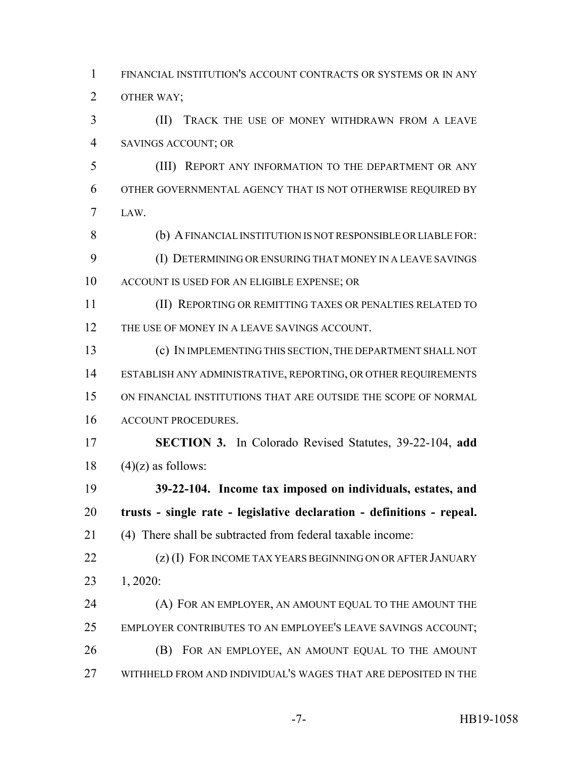FINANCIAL INSTITUTION'S ACCOUNT CONTRACTS OR SYSTEMS OR IN ANY OTHER WAY;

(II) TRACK THE USE OF MONEY WITHDRAWN FROM A LEAVE SAVINGS ACCOUNT; OR

(III) REPORT ANY INFORMATION TO THE DEPARTMENT OR ANY OTHER GOVERNMENTAL AGENCY THAT IS NOT OTHERWISE REQUIRED BY LAW.

(b) A FINANCIAL INSTITUTION IS NOT RESPONSIBLE OR LIABLE FOR:

(I) DETERMINING OR ENSURING THAT MONEY IN A LEAVE SAVINGS ACCOUNT IS USED FOR AN ELIGIBLE EXPENSE; OR

(II) REPORTING OR REMITTING TAXES OR PENALTIES RELATED TO THE USE OF MONEY IN A LEAVE SAVINGS ACCOUNT.

(c) IN IMPLEMENTING THIS SECTION, THE DEPARTMENT SHALL NOT ESTABLISH ANY ADMINISTRATIVE, REPORTING, OR OTHER REQUIREMENTS ON FINANCIAL INSTITUTIONS THAT ARE OUTSIDE THE SCOPE OF NORMAL ACCOUNT PROCEDURES.

**SECTION 3.** In Colorado Revised Statutes, 39-22-104, **add** (4)(z) as follows:

**39-22-104. Income tax imposed on individuals, estates, and trusts - single rate - legislative declaration - definitions - repeal.** (4) There shall be subtracted from federal taxable income:

(z) (I) FOR INCOME TAX YEARS BEGINNING ON OR AFTER JANUARY 1, 2020:

(A) FOR AN EMPLOYER, AN AMOUNT EQUAL TO THE AMOUNT THE EMPLOYER CONTRIBUTES TO AN EMPLOYEE'S LEAVE SAVINGS ACCOUNT;

(B) FOR AN EMPLOYEE, AN AMOUNT EQUAL TO THE AMOUNT WITHHELD FROM AND INDIVIDUAL'S WAGES THAT ARE DEPOSITED IN THE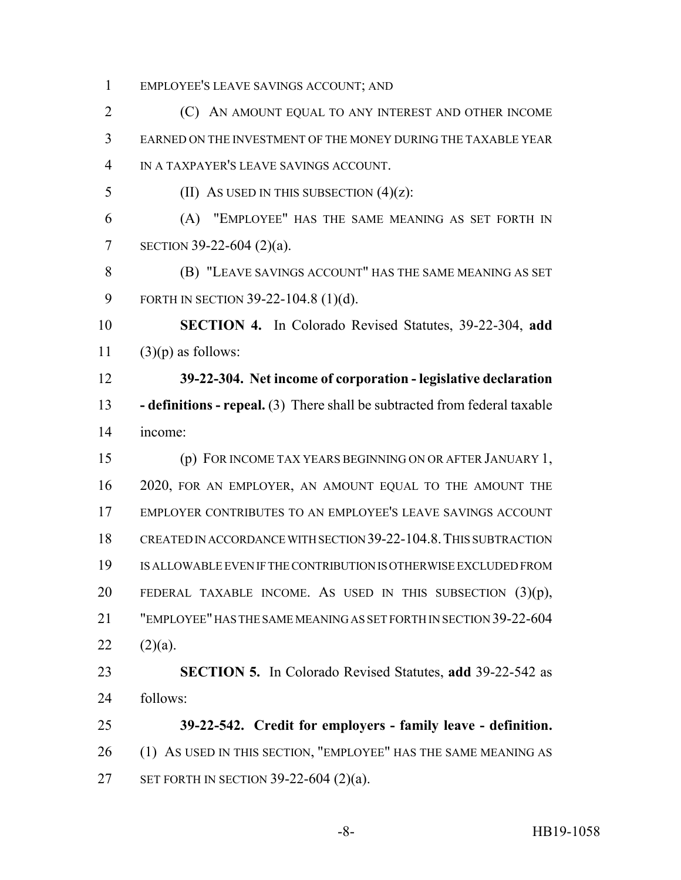EMPLOYEE'S LEAVE SAVINGS ACCOUNT; AND

(C) AN AMOUNT EQUAL TO ANY INTEREST AND OTHER INCOME EARNED ON THE INVESTMENT OF THE MONEY DURING THE TAXABLE YEAR IN A TAXPAYER'S LEAVE SAVINGS ACCOUNT.

(II) AS USED IN THIS SUBSECTION (4)(z):

(A) "EMPLOYEE" HAS THE SAME MEANING AS SET FORTH IN SECTION 39-22-604 (2)(a).

(B) "LEAVE SAVINGS ACCOUNT" HAS THE SAME MEANING AS SET FORTH IN SECTION 39-22-104.8 (1)(d).

**SECTION 4.** In Colorado Revised Statutes, 39-22-304, **add** (3)(p) as follows:

**39-22-304. Net income of corporation - legislative declaration - definitions - repeal.** (3) There shall be subtracted from federal taxable income:

(p) FOR INCOME TAX YEARS BEGINNING ON OR AFTER JANUARY 1, 2020, FOR AN EMPLOYER, AN AMOUNT EQUAL TO THE AMOUNT THE EMPLOYER CONTRIBUTES TO AN EMPLOYEE'S LEAVE SAVINGS ACCOUNT CREATED IN ACCORDANCE WITH SECTION 39-22-104.8. THIS SUBTRACTION IS ALLOWABLE EVEN IF THE CONTRIBUTION IS OTHERWISE EXCLUDED FROM FEDERAL TAXABLE INCOME. AS USED IN THIS SUBSECTION (3)(p), "EMPLOYEE" HAS THE SAME MEANING AS SET FORTH IN SECTION 39-22-604 (2)(a).

**SECTION 5.** In Colorado Revised Statutes, **add** 39-22-542 as follows:

**39-22-542. Credit for employers - family leave - definition.** (1) AS USED IN THIS SECTION, "EMPLOYEE" HAS THE SAME MEANING AS SET FORTH IN SECTION 39-22-604 (2)(a).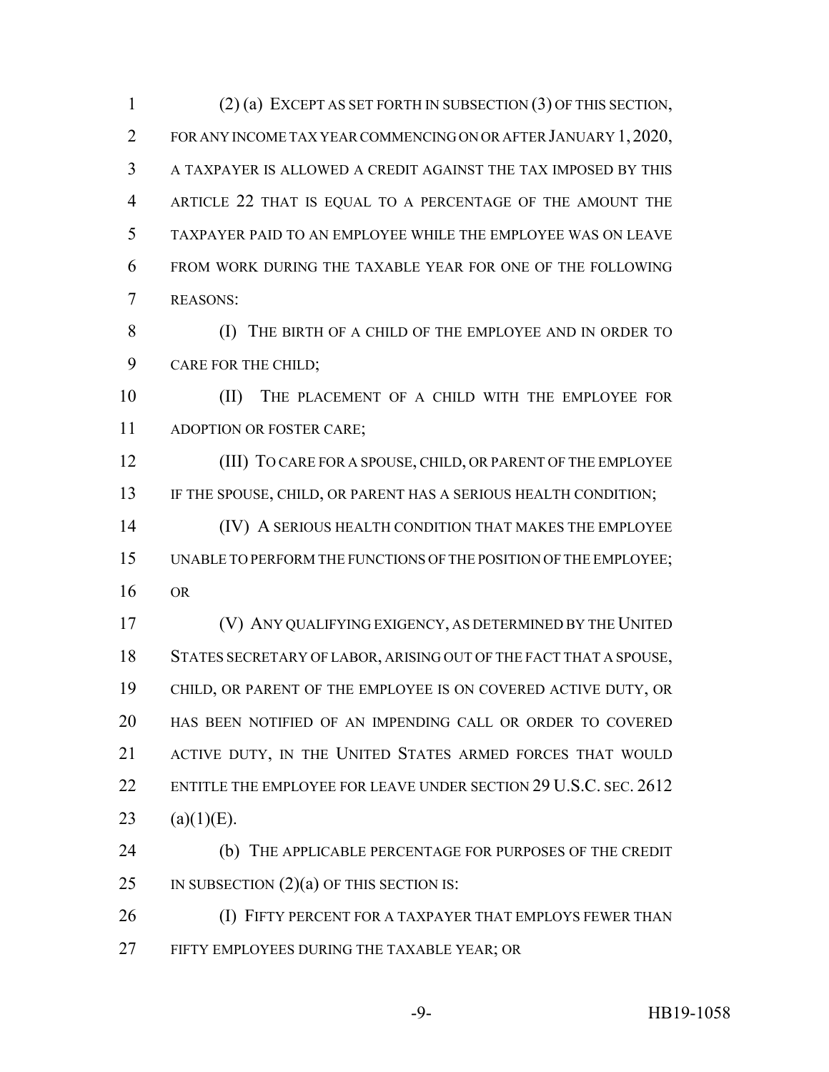(2) (a) EXCEPT AS SET FORTH IN SUBSECTION (3) OF THIS SECTION, FOR ANY INCOME TAX YEAR COMMENCING ON OR AFTER JANUARY 1, 2020, A TAXPAYER IS ALLOWED A CREDIT AGAINST THE TAX IMPOSED BY THIS ARTICLE 22 THAT IS EQUAL TO A PERCENTAGE OF THE AMOUNT THE TAXPAYER PAID TO AN EMPLOYEE WHILE THE EMPLOYEE WAS ON LEAVE FROM WORK DURING THE TAXABLE YEAR FOR ONE OF THE FOLLOWING REASONS:

(I) THE BIRTH OF A CHILD OF THE EMPLOYEE AND IN ORDER TO CARE FOR THE CHILD;

(II) THE PLACEMENT OF A CHILD WITH THE EMPLOYEE FOR ADOPTION OR FOSTER CARE;

(III) TO CARE FOR A SPOUSE, CHILD, OR PARENT OF THE EMPLOYEE IF THE SPOUSE, CHILD, OR PARENT HAS A SERIOUS HEALTH CONDITION;

(IV) A SERIOUS HEALTH CONDITION THAT MAKES THE EMPLOYEE UNABLE TO PERFORM THE FUNCTIONS OF THE POSITION OF THE EMPLOYEE; OR

(V) ANY QUALIFYING EXIGENCY, AS DETERMINED BY THE UNITED STATES SECRETARY OF LABOR, ARISING OUT OF THE FACT THAT A SPOUSE, CHILD, OR PARENT OF THE EMPLOYEE IS ON COVERED ACTIVE DUTY, OR HAS BEEN NOTIFIED OF AN IMPENDING CALL OR ORDER TO COVERED ACTIVE DUTY, IN THE UNITED STATES ARMED FORCES THAT WOULD ENTITLE THE EMPLOYEE FOR LEAVE UNDER SECTION 29 U.S.C. SEC. 2612 (a)(1)(E).

(b) THE APPLICABLE PERCENTAGE FOR PURPOSES OF THE CREDIT IN SUBSECTION (2)(a) OF THIS SECTION IS:

(I) FIFTY PERCENT FOR A TAXPAYER THAT EMPLOYS FEWER THAN FIFTY EMPLOYEES DURING THE TAXABLE YEAR; OR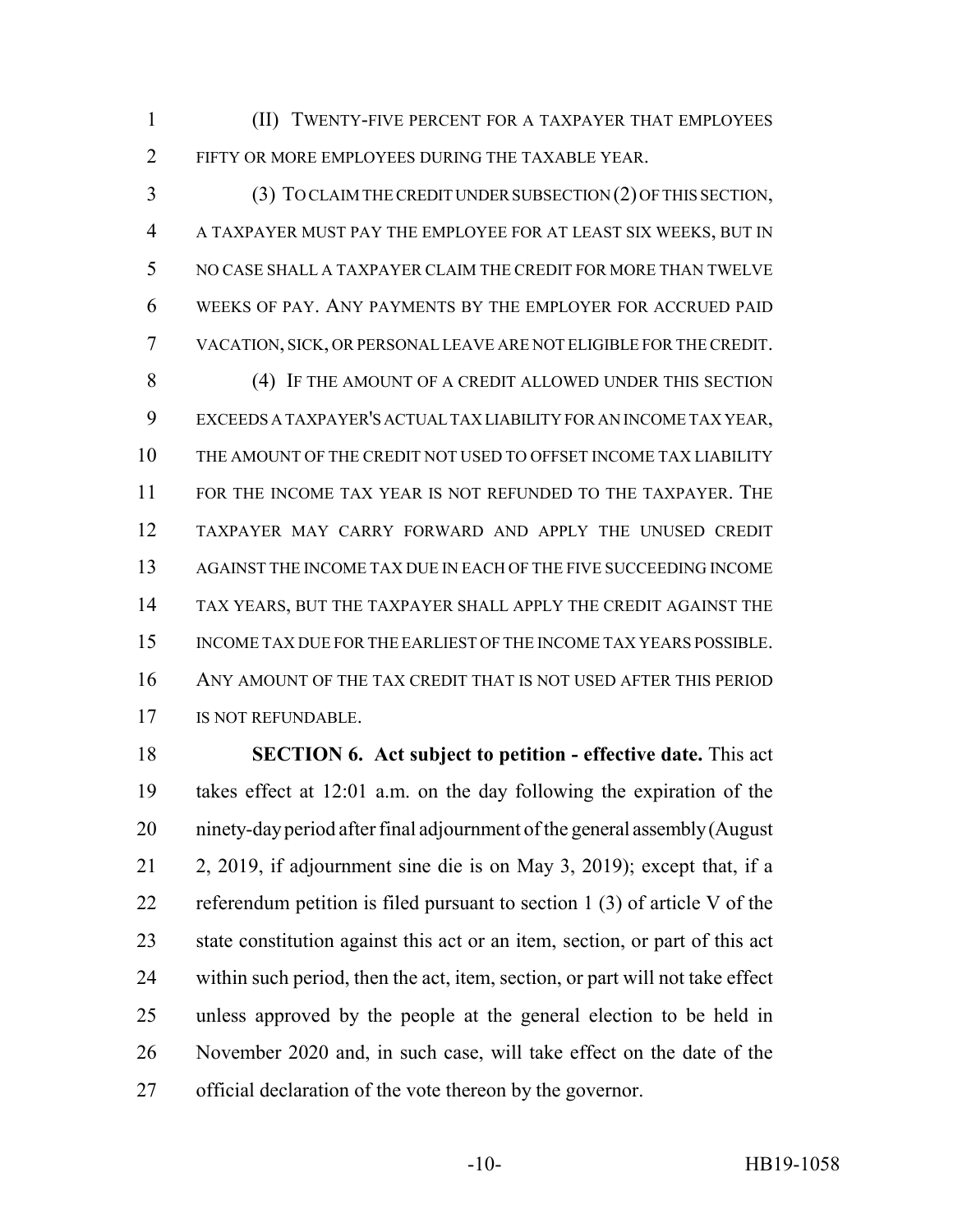(II) TWENTY-FIVE PERCENT FOR A TAXPAYER THAT EMPLOYEES FIFTY OR MORE EMPLOYEES DURING THE TAXABLE YEAR.

(3) TO CLAIM THE CREDIT UNDER SUBSECTION (2) OF THIS SECTION, A TAXPAYER MUST PAY THE EMPLOYEE FOR AT LEAST SIX WEEKS, BUT IN NO CASE SHALL A TAXPAYER CLAIM THE CREDIT FOR MORE THAN TWELVE WEEKS OF PAY. ANY PAYMENTS BY THE EMPLOYER FOR ACCRUED PAID VACATION, SICK, OR PERSONAL LEAVE ARE NOT ELIGIBLE FOR THE CREDIT.

(4) IF THE AMOUNT OF A CREDIT ALLOWED UNDER THIS SECTION EXCEEDS A TAXPAYER'S ACTUAL TAX LIABILITY FOR AN INCOME TAX YEAR, THE AMOUNT OF THE CREDIT NOT USED TO OFFSET INCOME TAX LIABILITY FOR THE INCOME TAX YEAR IS NOT REFUNDED TO THE TAXPAYER. THE TAXPAYER MAY CARRY FORWARD AND APPLY THE UNUSED CREDIT AGAINST THE INCOME TAX DUE IN EACH OF THE FIVE SUCCEEDING INCOME TAX YEARS, BUT THE TAXPAYER SHALL APPLY THE CREDIT AGAINST THE INCOME TAX DUE FOR THE EARLIEST OF THE INCOME TAX YEARS POSSIBLE. ANY AMOUNT OF THE TAX CREDIT THAT IS NOT USED AFTER THIS PERIOD IS NOT REFUNDABLE.

**SECTION 6. Act subject to petition - effective date.** This act takes effect at 12:01 a.m. on the day following the expiration of the ninety-day period after final adjournment of the general assembly (August 2, 2019, if adjournment sine die is on May 3, 2019); except that, if a referendum petition is filed pursuant to section 1 (3) of article V of the state constitution against this act or an item, section, or part of this act within such period, then the act, item, section, or part will not take effect unless approved by the people at the general election to be held in November 2020 and, in such case, will take effect on the date of the official declaration of the vote thereon by the governor.